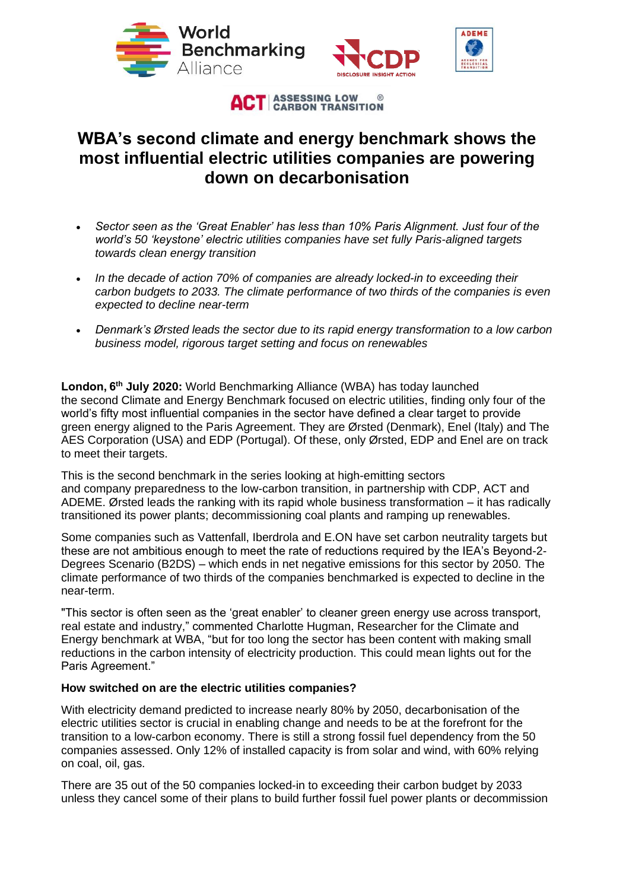# WBA's second climate and energy benchmark shows the most influential electric utilities companies are powering down on decarbonisation

- *Sector seen as the 'Great Enabler' has less than 10% Paris Alignment. Just four of the world's 50 'keystone' electric utilities companies have set fully Paris-aligned targets towards clean energy transition*
- *In the decade of action 70% of companies are already locked-in to exceeding their carbon budgets to 2033. The climate performance of two thirds of the companies is even expected to decline near-term*
- *Denmark's Ørsted leads the sector due to its rapid energy transformation to a low carbon business model, rigorous target setting and focus on renewables*

**London, 6th July 2020:** World Benchmarking Alliance (WBA) has today launched the second Climate and Energy Benchmark focused on electric utilities, finding only four of the world's fifty most influential companies in the sector have defined a clear target to provide green energy aligned to the Paris Agreement. They are Ørsted (Denmark), Enel (Italy) and The AES Corporation (USA) and EDP (Portugal). Of these, only Ørsted, EDP and Enel are on track to meet their targets.

This is the second benchmark in the series looking at high-emitting sectors and company preparedness to the low-carbon transition, in partnership with CDP, ACT and ADEME. Ørsted leads the ranking with its rapid whole business transformation – it has radically transitioned its power plants; decommissioning coal plants and ramping up renewables.

Some companies such as Vattenfall, Iberdrola and E.ON have set carbon neutrality targets but these are not ambitious enough to meet the rate of reductions required by the IEA's Beyond-2-Degrees Scenario (B2DS) – which ends in net negative emissions for this sector by 2050. The climate performance of two thirds of the companies benchmarked is expected to decline in the near-term.

"This sector is often seen as the 'great enabler' to cleaner green energy use across transport, real estate and industry," commented Charlotte Hugman, Researcher for the Climate and Energy benchmark at WBA, "but for too long the sector has been content with making small reductions in the carbon intensity of electricity production. This could mean lights out for the Paris Agreement."

**How switched on are the electric utilities companies?**

With electricity demand predicted to increase nearly 80% by 2050, decarbonisation of the electric utilities sector is crucial in enabling change and needs to be at the forefront for the transition to a low-carbon economy. There is still a strong fossil fuel dependency from the 50 companies assessed. Only 12% of installed capacity is from solar and wind, with 60% relying on coal, oil, gas.

There are 35 out of the 50 companies locked-in to exceeding their carbon budget by 2033 unless they cancel some of their plans to build further fossil fuel power plants or decommission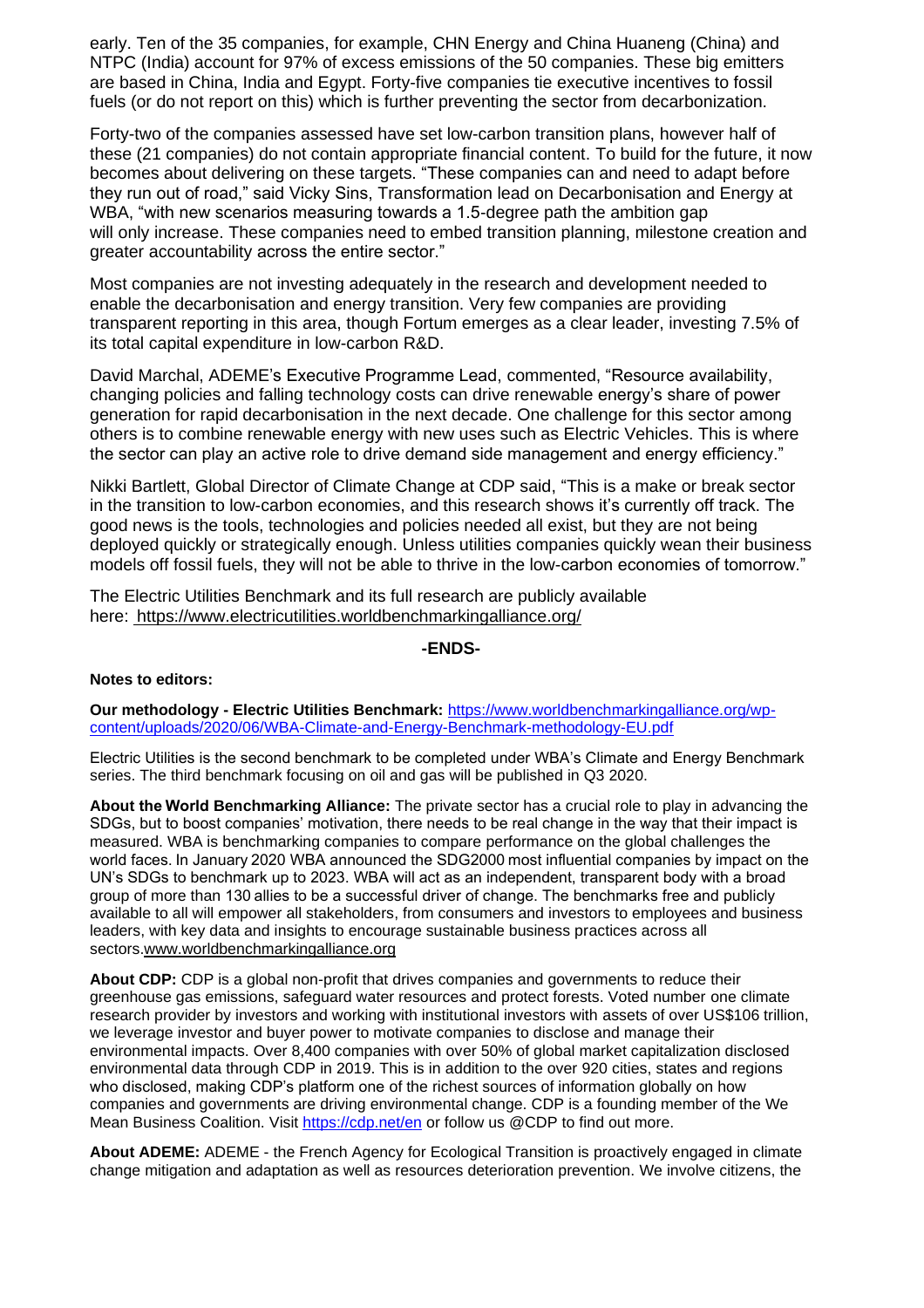early. Ten of the 35 companies, for example, CHN Energy and China Huaneng (China) and NTPC (India) account for 97% of excess emissions of the 50 companies. These big emitters are based in China, India and Egypt. Forty-five companies tie executive incentives to fossil fuels (or do not report on this) which is further preventing the sector from decarbonization.

Forty-two of the companies assessed have set low-carbon transition plans, however half of these (21 companies) do not contain appropriate financial content. To build for the future, it now becomes about delivering on these targets. "These companies can and need to adapt before they run out of road," said Vicky Sins, Transformation lead on Decarbonisation and Energy at WBA, "with new scenarios measuring towards a 1.5-degree path the ambition gap will only increase. These companies need to embed transition planning, milestone creation and greater accountability across the entire sector."

Most companies are not investing adequately in the research and development needed to enable the decarbonisation and energy transition. Very few companies are providing transparent reporting in this area, though Fortum emerges as a clear leader, investing 7.5% of its total capital expenditure in low-carbon R&D.

David Marchal, ADEME's Executive Programme Lead, commented, "Resource availability, changing policies and falling technology costs can drive renewable energy's share of power generation for rapid decarbonisation in the next decade. One challenge for this sector among others is to combine renewable energy with new uses such as Electric Vehicles. This is where the sector can play an active role to drive demand side management and energy efficiency."

Nikki Bartlett, Global Director of Climate Change at CDP said, "This is a make or break sector in the transition to low-carbon economies, and this research shows it's currently off track. The good news is the tools, technologies and policies needed all exist, but they are not being deployed quickly or strategically enough. Unless utilities companies quickly wean their business models off fossil fuels, they will not be able to thrive in the low-carbon economies of tomorrow."

The Electric Utilities Benchmark and its full research are publicly available here: https://www.electricutilities.worldbenchmarkingalliance.org/

**-ENDS-**

**Notes to editors:**

**Our methodology - Electric Utilities Benchmark:** https://www.worldbenchmarkingalliance.org/wp-content/uploads/2020/06/WBA-Climate-and-Energy-Benchmark-methodology-EU.pdf

Electric Utilities is the second benchmark to be completed under WBA's Climate and Energy Benchmark series. The third benchmark focusing on oil and gas will be published in Q3 2020.

**About the World Benchmarking Alliance:** The private sector has a crucial role to play in advancing the SDGs, but to boost companies' motivation, there needs to be real change in the way that their impact is measured. WBA is benchmarking companies to compare performance on the global challenges the world faces. In January 2020 WBA announced the SDG2000 most influential companies by impact on the UN's SDGs to benchmark up to 2023. WBA will act as an independent, transparent body with a broad group of more than 130 allies to be a successful driver of change. The benchmarks free and publicly available to all will empower all stakeholders, from consumers and investors to employees and business leaders, with key data and insights to encourage sustainable business practices across all sectors.www.worldbenchmarkingalliance.org

**About CDP:** CDP is a global non-profit that drives companies and governments to reduce their greenhouse gas emissions, safeguard water resources and protect forests. Voted number one climate research provider by investors and working with institutional investors with assets of over US$106 trillion, we leverage investor and buyer power to motivate companies to disclose and manage their environmental impacts. Over 8,400 companies with over 50% of global market capitalization disclosed environmental data through CDP in 2019. This is in addition to the over 920 cities, states and regions who disclosed, making CDP's platform one of the richest sources of information globally on how companies and governments are driving environmental change. CDP is a founding member of the We Mean Business Coalition. Visit https://cdp.net/en or follow us @CDP to find out more.

**About ADEME:** ADEME - the French Agency for Ecological Transition is proactively engaged in climate change mitigation and adaptation as well as resources deterioration prevention. We involve citizens, the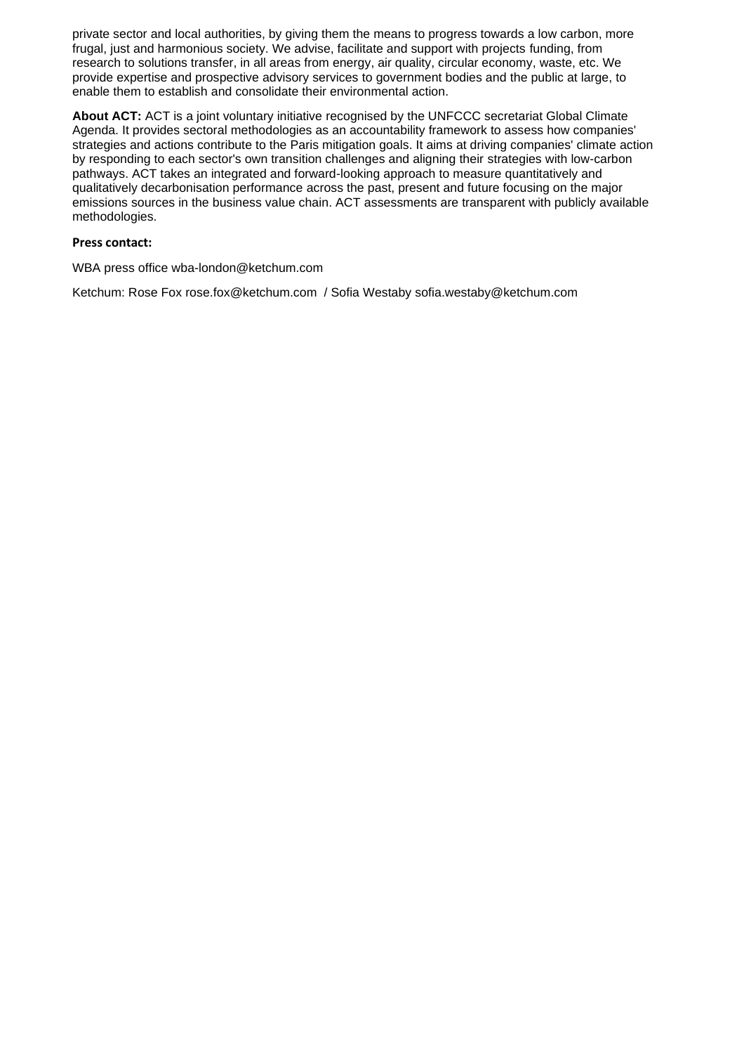private sector and local authorities, by giving them the means to progress towards a low carbon, more frugal, just and harmonious society. We advise, facilitate and support with projects funding, from research to solutions transfer, in all areas from energy, air quality, circular economy, waste, etc. We provide expertise and prospective advisory services to government bodies and the public at large, to enable them to establish and consolidate their environmental action.

**About ACT:** ACT is a joint voluntary initiative recognised by the UNFCCC secretariat Global Climate Agenda. It provides sectoral methodologies as an accountability framework to assess how companies' strategies and actions contribute to the Paris mitigation goals. It aims at driving companies' climate action by responding to each sector's own transition challenges and aligning their strategies with low-carbon pathways. ACT takes an integrated and forward-looking approach to measure quantitatively and qualitatively decarbonisation performance across the past, present and future focusing on the major emissions sources in the business value chain. ACT assessments are transparent with publicly available methodologies.

**Press contact:**

WBA press office wba-london@ketchum.com

Ketchum: Rose Fox rose.fox@ketchum.com / Sofia Westaby sofia.westaby@ketchum.com